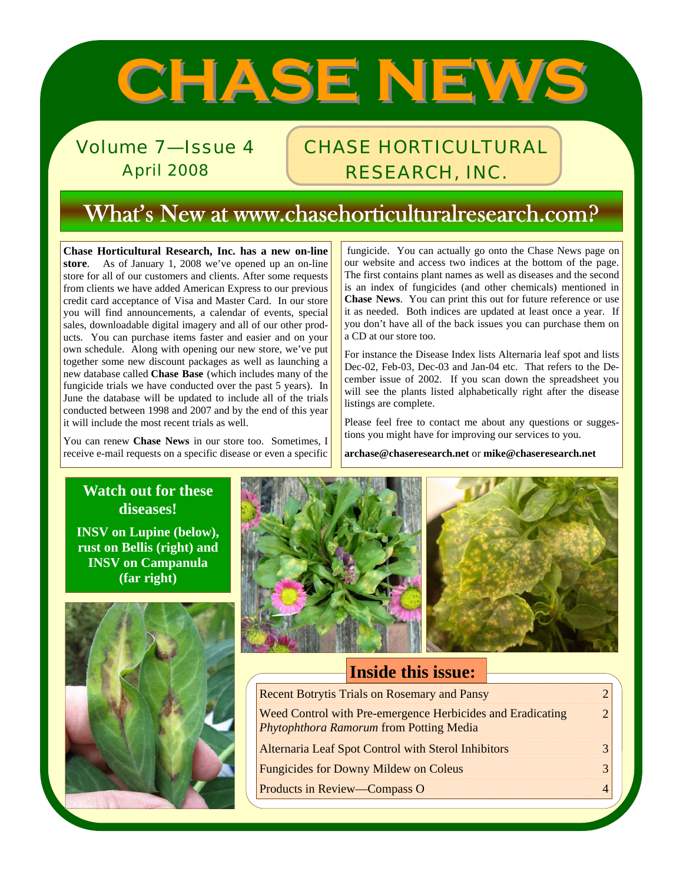# CHASE NEWS

Volume 7—Issue 4
April 2008

CHASE HORTICULTURAL RESEARCH, INC.

## What's New at www.chasehorticulturalresearch.com?

**Chase Horticultural Research, Inc. has a new on-line store**. As of January 1, 2008 we've opened up an on-line store for all of our customers and clients. After some requests from clients we have added American Express to our previous credit card acceptance of Visa and Master Card. In our store you will find announcements, a calendar of events, special sales, downloadable digital imagery and all of our other products. You can purchase items faster and easier and on your own schedule. Along with opening our new store, we've put together some new discount packages as well as launching a new database called **Chase Base** (which includes many of the fungicide trials we have conducted over the past 5 years). In June the database will be updated to include all of the trials conducted between 1998 and 2007 and by the end of this year it will include the most recent trials as well.

You can renew **Chase News** in our store too. Sometimes, I receive e-mail requests on a specific disease or even a specific fungicide. You can actually go onto the Chase News page on our website and access two indices at the bottom of the page. The first contains plant names as well as diseases and the second is an index of fungicides (and other chemicals) mentioned in **Chase News**. You can print this out for future reference or use it as needed. Both indices are updated at least once a year. If you don't have all of the back issues you can purchase them on a CD at our store too.

For instance the Disease Index lists Alternaria leaf spot and lists Dec-02, Feb-03, Dec-03 and Jan-04 etc. That refers to the December issue of 2002. If you scan down the spreadsheet you will see the plants listed alphabetically right after the disease listings are complete.

Please feel free to contact me about any questions or suggestions you might have for improving our services to you.

**archase@chaseresearch.net** or **mike@chaseresearch.net**

**Watch out for these diseases!**

**INSV on Lupine (below), rust on Bellis (right) and INSV on Campanula (far right)**

### Inside this issue:

| | |
|---|---|
| Recent Botrytis Trials on Rosemary and Pansy | 2 |
| Weed Control with Pre-emergence Herbicides and Eradicating *Phytophthora Ramorum* from Potting Media | 2 |
| Alternaria Leaf Spot Control with Sterol Inhibitors | 3 |
| Fungicides for Downy Mildew on Coleus | 3 |
| Products in Review—Compass O | 4 |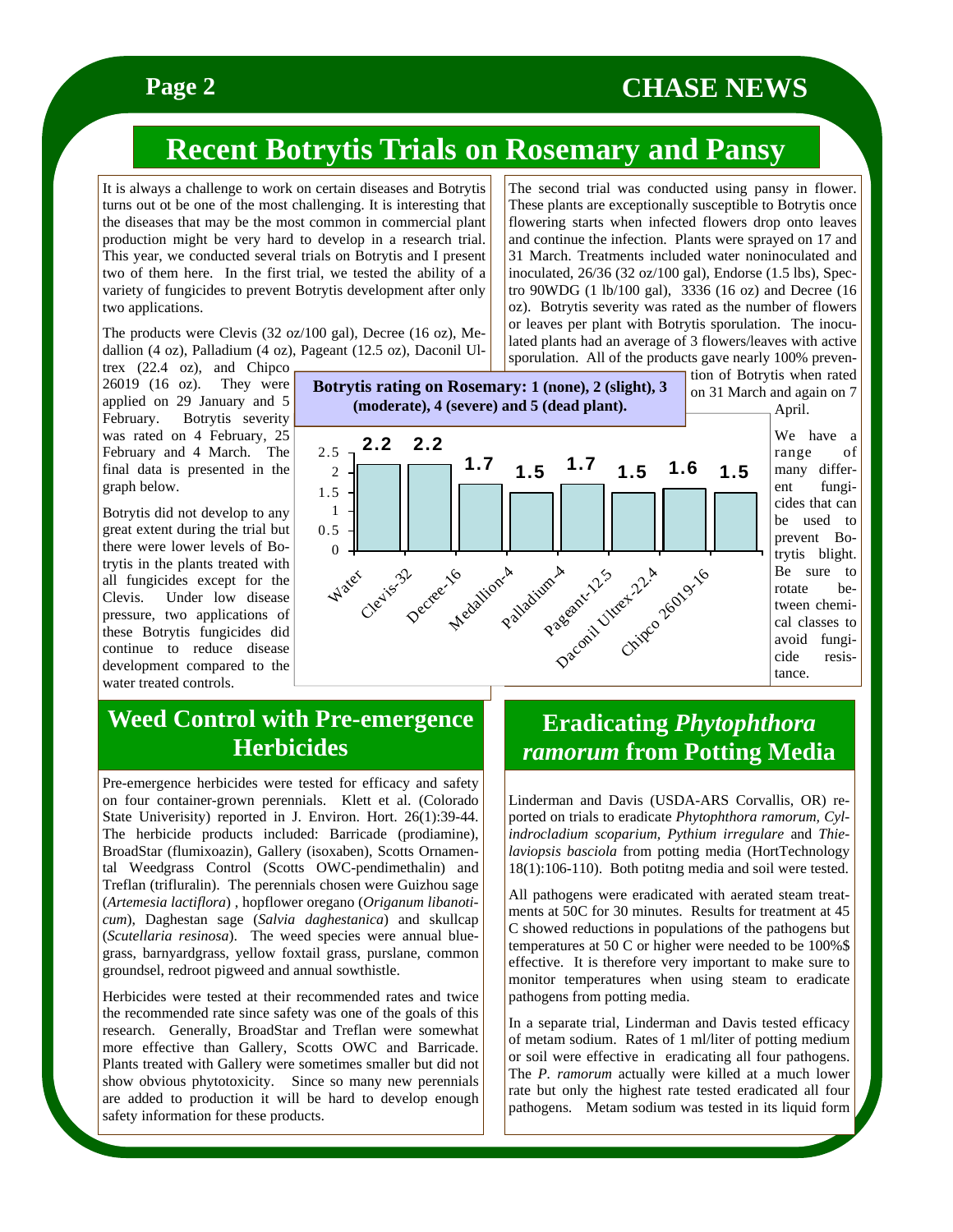## Recent Botrytis Trials on Rosemary and Pansy

It is always a challenge to work on certain diseases and Botrytis turns out ot be one of the most challenging. It is interesting that the diseases that may be the most common in commercial plant production might be very hard to develop in a research trial. This year, we conducted several trials on Botrytis and I present two of them here. In the first trial, we tested the ability of a variety of fungicides to prevent Botrytis development after only two applications.

The products were Clevis (32 oz/100 gal), Decree (16 oz), Medallion (4 oz), Palladium (4 oz), Pageant (12.5 oz), Daconil Ultrex (22.4 oz), and Chipco 26019 (16 oz). They were applied on 29 January and 5 February. Botrytis severity was rated on 4 February, 25 February and 4 March. The final data is presented in the graph below.

Botrytis did not develop to any great extent during the trial but there were lower levels of Botrytis in the plants treated with all fungicides except for the Clevis. Under low disease pressure, two applications of these Botrytis fungicides did continue to reduce disease development compared to the water treated controls.

**Botrytis rating on Rosemary: 1 (none), 2 (slight), 3 (moderate), 4 (severe) and 5 (dead plant).**

| Treatment | Rating |
|---|---|
| Water | 2.2 |
| Clevis-32 | 2.2 |
| Decree-16 | 1.7 |
| Medallion-4 | 1.5 |
| Palladium-4 | 1.7 |
| Pageant-12.5 | 1.5 |
| Daconil Ultrex-22.4 | 1.6 |
| Chipco 26019-16 | 1.5 |

The second trial was conducted using pansy in flower. These plants are exceptionally susceptible to Botrytis once flowering starts when infected flowers drop onto leaves and continue the infection. Plants were sprayed on 17 and 31 March. Treatments included water noninoculated and inoculated, 26/36 (32 oz/100 gal), Endorse (1.5 lbs), Spectro 90WDG (1 lb/100 gal), 3336 (16 oz) and Decree (16 oz). Botrytis severity was rated as the number of flowers or leaves per plant with Botrytis sporulation. The inoculated plants had an average of 3 flowers/leaves with active sporulation. All of the products gave nearly 100% prevention of Botrytis when rated on 31 March and again on 7 April.

We have a range of many different fungicides that can be used to prevent Botrytis blight. Be sure to rotate between chemical classes to avoid fungicide resistance.

## Weed Control with Pre-emergence Herbicides

Pre-emergence herbicides were tested for efficacy and safety on four container-grown perennials. Klett et al. (Colorado State Univerisity) reported in J. Environ. Hort. 26(1):39-44. The herbicide products included: Barricade (prodiamine), BroadStar (flumixoazin), Gallery (isoxaben), Scotts Ornamental Weedgrass Control (Scotts OWC-pendimethalin) and Treflan (trifluralin). The perennials chosen were Guizhou sage (*Artemesia lactiflora*) , hopflower oregano (*Origanum libanoticum*), Daghestan sage (*Salvia daghestanica*) and skullcap (*Scutellaria resinosa*). The weed species were annual bluegrass, barnyardgrass, yellow foxtail grass, purslane, common groundsel, redroot pigweed and annual sowthistle.

Herbicides were tested at their recommended rates and twice the recommended rate since safety was one of the goals of this research. Generally, BroadStar and Treflan were somewhat more effective than Gallery, Scotts OWC and Barricade. Plants treated with Gallery were sometimes smaller but did not show obvious phytotoxicity. Since so many new perennials are added to production it will be hard to develop enough safety information for these products.

## Eradicating *Phytophthora ramorum* from Potting Media

Linderman and Davis (USDA-ARS Corvallis, OR) reported on trials to eradicate *Phytophthora ramorum, Cylindrocladium scoparium, Pythium irregulare* and *Thielaviopsis basciola* from potting media (HortTechnology 18(1):106-110). Both potitng media and soil were tested.

All pathogens were eradicated with aerated steam treatments at 50C for 30 minutes. Results for treatment at 45 C showed reductions in populations of the pathogens but temperatures at 50 C or higher were needed to be 100%$ effective. It is therefore very important to make sure to monitor temperatures when using steam to eradicate pathogens from potting media.

In a separate trial, Linderman and Davis tested efficacy of metam sodium. Rates of 1 ml/liter of potting medium or soil were effective in eradicating all four pathogens. The *P. ramorum* actually were killed at a much lower rate but only the highest rate tested eradicated all four pathogens. Metam sodium was tested in its liquid form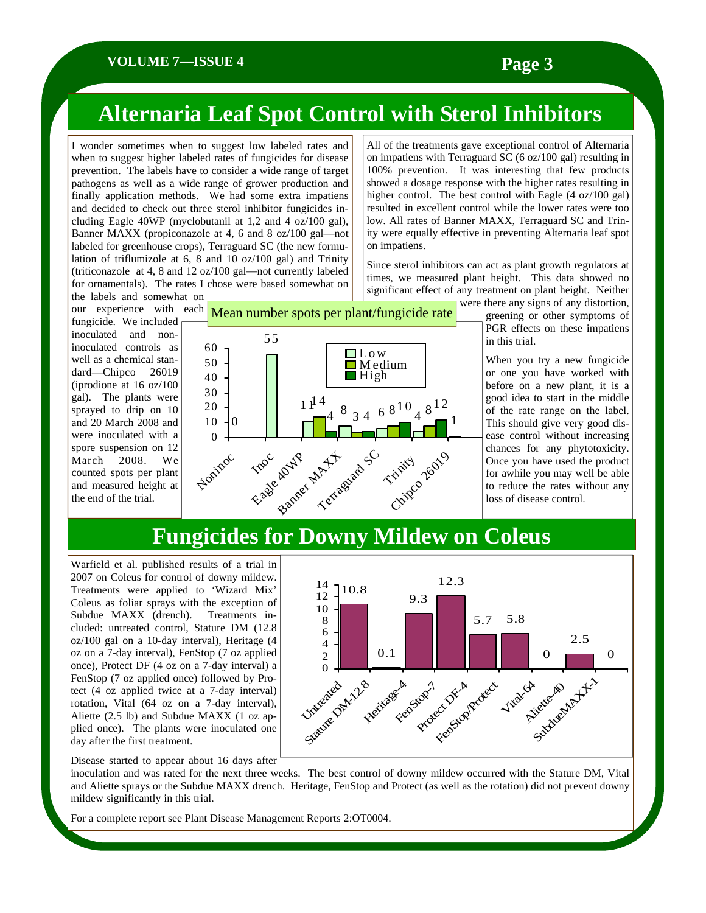# Alternaria Leaf Spot Control with Sterol Inhibitors

I wonder sometimes when to suggest low labeled rates and when to suggest higher labeled rates of fungicides for disease prevention. The labels have to consider a wide range of target pathogens as well as a wide range of grower production and finally application methods. We had some extra impatiens and decided to check out three sterol inhibitor fungicides including Eagle 40WP (myclobutanil at 1,2 and 4 oz/100 gal), Banner MAXX (propiconazole at 4, 6 and 8 oz/100 gal—not labeled for greenhouse crops), Terraguard SC (the new formulation of triflumizole at 6, 8 and 10 oz/100 gal) and Trinity (triticonazole at 4, 8 and 12 oz/100 gal—not currently labeled for ornamentals). The rates I chose were based somewhat on the labels and somewhat on our experience with each fungicide. We included inoculated and noninoculated controls as well as a chemical standard—Chipco 26019 (iprodione at 16 oz/100 gal). The plants were sprayed to drip on 10 and 20 March 2008 and were inoculated with a spore suspension on 12 March 2008. We counted spots per plant and measured height at the end of the trial.

Mean number spots per plant/fungicide rate

| Treatment | Low | Medium | High |
|---|---|---|---|
| Noninoc | 0 | | |
| Inoc | 55 | | |
| Eagle 40WP | 11 | 14 | 4 |
| Banner MAXX | 8 | 3 | 4 |
| Terraguard SC | 6 | 8 | 10 |
| Trinity | 4 | 8 | 12 |
| Chipco 26019 | 1 | | |

All of the treatments gave exceptional control of Alternaria on impatiens with Terraguard SC (6 oz/100 gal) resulting in 100% prevention. It was interesting that few products showed a dosage response with the higher rates resulting in higher control. The best control with Eagle (4 oz/100 gal) resulted in excellent control while the lower rates were too low. All rates of Banner MAXX, Terraguard SC and Trinity were equally effective in preventing Alternaria leaf spot on impatiens.

Since sterol inhibitors can act as plant growth regulators at times, we measured plant height. This data showed no significant effect of any treatment on plant height. Neither were there any signs of any distortion, greening or other symptoms of PGR effects on these impatiens in this trial.

When you try a new fungicide or one you have worked with before on a new plant, it is a good idea to start in the middle of the rate range on the label. This should give very good disease control without increasing chances for any phytotoxicity. Once you have used the product for awhile you may well be able to reduce the rates without any loss of disease control.

# Fungicides for Downy Mildew on Coleus

Warfield et al. published results of a trial in 2007 on Coleus for control of downy mildew. Treatments were applied to 'Wizard Mix' Coleus as foliar sprays with the exception of Subdue MAXX (drench). Treatments included: untreated control, Stature DM (12.8 oz/100 gal on a 10-day interval), Heritage (4 oz on a 7-day interval), FenStop (7 oz applied once), Protect DF (4 oz on a 7-day interval) a FenStop (7 oz applied once) followed by Protect (4 oz applied twice at a 7-day interval) rotation, Vital (64 oz on a 7-day interval), Aliette (2.5 lb) and Subdue MAXX (1 oz applied once). The plants were inoculated one day after the first treatment.

| Treatment | Value |
|---|---|
| Untreated | 10.8 |
| Stature DM-12.8 | 0.1 |
| Heritage-4 | 9.3 |
| FenStop-7 | 12.3 |
| Protect DF-4 | 5.7 |
| FenStop/Protect | 5.8 |
| Vital-64 | 0 |
| Aliette-40 | 2.5 |
| SubdueMAXX-1 | 0 |

Disease started to appear about 16 days after inoculation and was rated for the next three weeks. The best control of downy mildew occurred with the Stature DM, Vital and Aliette sprays or the Subdue MAXX drench. Heritage, FenStop and Protect (as well as the rotation) did not prevent downy mildew significantly in this trial.

For a complete report see Plant Disease Management Reports 2:OT0004.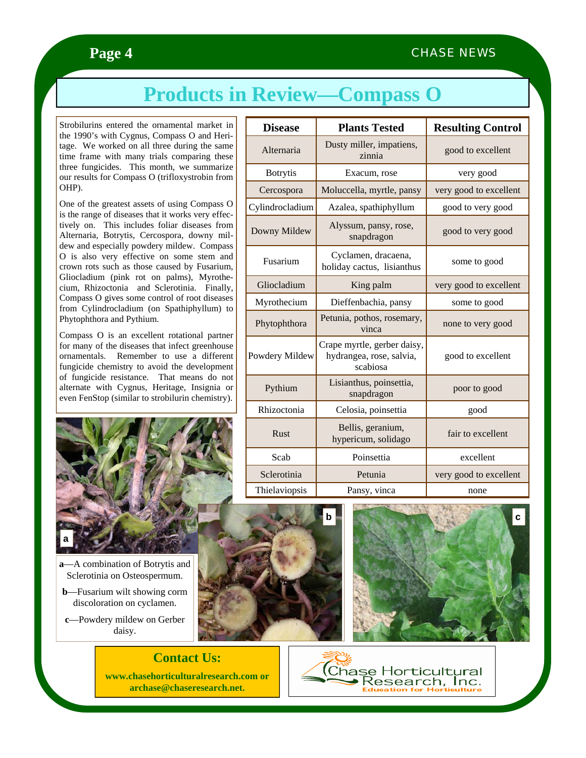# Products in Review—Compass O

Strobilurins entered the ornamental market in the 1990's with Cygnus, Compass O and Heritage. We worked on all three during the same time frame with many trials comparing these three fungicides. This month, we summarize our results for Compass O (trifloxystrobin from OHP).

One of the greatest assets of using Compass O is the range of diseases that it works very effectively on. This includes foliar diseases from Alternaria, Botrytis, Cercospora, downy mildew and especially powdery mildew. Compass O is also very effective on some stem and crown rots such as those caused by Fusarium, Gliocladium (pink rot on palms), Myrothecium, Rhizoctonia and Sclerotinia. Finally, Compass O gives some control of root diseases from Cylindrocladium (on Spathiphyllum) to Phytophthora and Pythium.

Compass O is an excellent rotational partner for many of the diseases that infect greenhouse ornamentals. Remember to use a different fungicide chemistry to avoid the development of fungicide resistance. That means do not alternate with Cygnus, Heritage, Insignia or even FenStop (similar to strobilurin chemistry).

| Disease | Plants Tested | Resulting Control |
|---|---|---|
| Alternaria | Dusty miller, impatiens, zinnia | good to excellent |
| Botrytis | Exacum, rose | very good |
| Cercospora | Moluccella, myrtle, pansy | very good to excellent |
| Cylindrocladium | Azalea, spathiphyllum | good to very good |
| Downy Mildew | Alyssum, pansy, rose, snapdragon | good to very good |
| Fusarium | Cyclamen, dracaena, holiday cactus, lisianthus | some to good |
| Gliocladium | King palm | very good to excellent |
| Myrothecium | Dieffenbachia, pansy | some to good |
| Phytophthora | Petunia, pothos, rosemary, vinca | none to very good |
| Powdery Mildew | Crape myrtle, gerber daisy, hydrangea, rose, salvia, scabiosa | good to excellent |
| Pythium | Lisianthus, poinsettia, snapdragon | poor to good |
| Rhizoctonia | Celosia, poinsettia | good |
| Rust | Bellis, geranium, hypericum, solidago | fair to excellent |
| Scab | Poinsettia | excellent |
| Sclerotinia | Petunia | very good to excellent |
| Thielaviopsis | Pansy, vinca | none |

**a**—A combination of Botrytis and Sclerotinia on Osteospermum.

**b**—Fusarium wilt showing corm discoloration on cyclamen.

**c**—Powdery mildew on Gerber daisy.

## Contact Us:

**www.chasehorticulturalresearch.com or archase@chaseresearch.net.**

Chase Horticultural Research, Inc.
Education for Horticulture